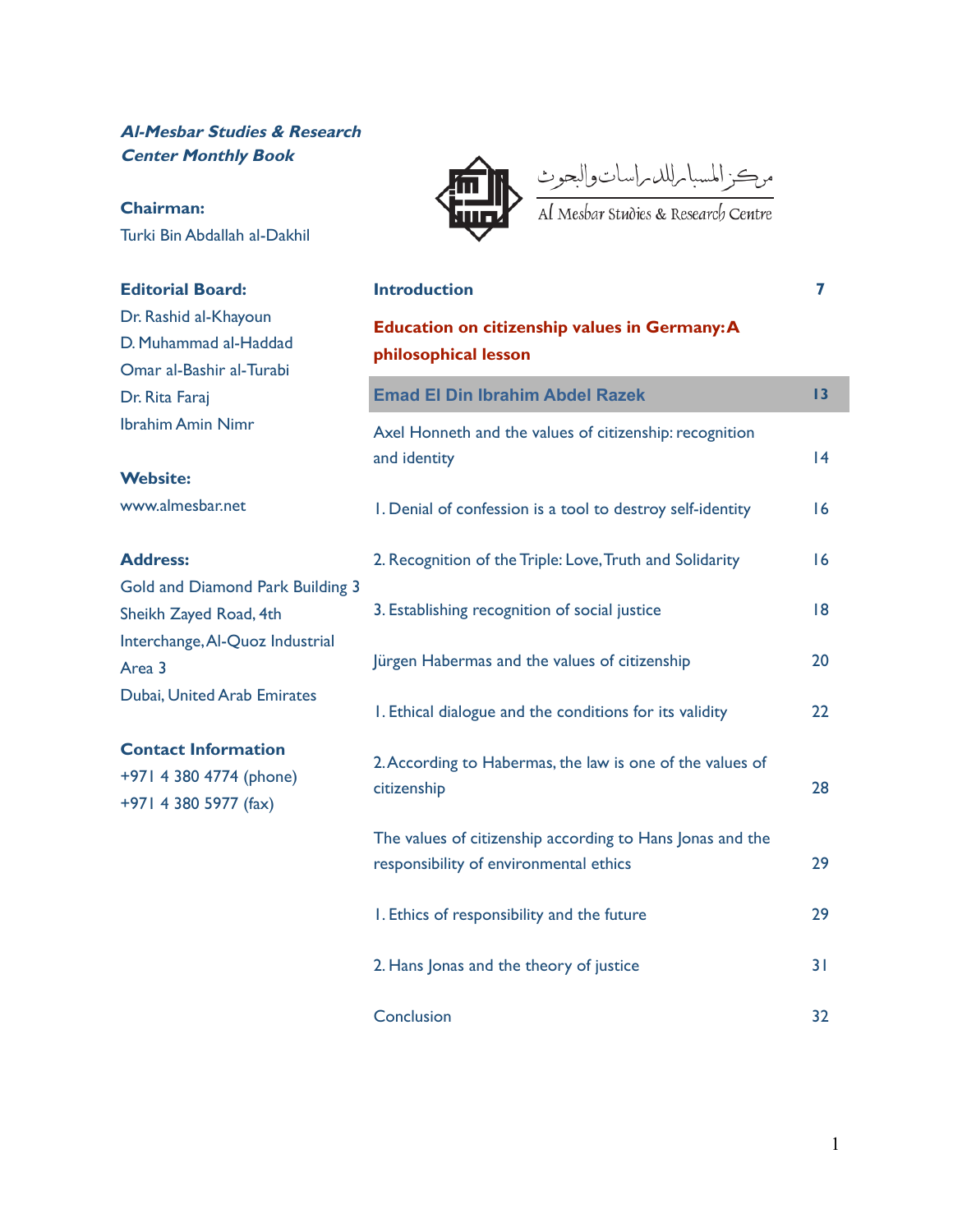***Al-Mesbar Studies & Research Center Monthly Book***

مركز المسبار للدراسات والبحوث

Al Mesbar Studies & Research Centre

**Chairman:**
Turki Bin Abdallah al-Dakhil

**Editorial Board:**
Dr. Rashid al-Khayoun
D. Muhammad al-Haddad
Omar al-Bashir al-Turabi
Dr. Rita Faraj
Ibrahim Amin Nimr

**Website:**
www.almesbar.net

**Address:**
Gold and Diamond Park Building 3
Sheikh Zayed Road, 4th
Interchange, Al-Quoz Industrial
Area 3
Dubai, United Arab Emirates

**Contact Information**
+971 4 380 4774 (phone)
+971 4 380 5977 (fax)

| | |
|---|---|
| **Introduction** | 7 |
| **Education on citizenship values in Germany: A philosophical lesson** | |
| **Emad El Din Ibrahim Abdel Razek** | 13 |
| Axel Honneth and the values of citizenship: recognition and identity | 14 |
| 1. Denial of confession is a tool to destroy self-identity | 16 |
| 2. Recognition of the Triple: Love, Truth and Solidarity | 16 |
| 3. Establishing recognition of social justice | 18 |
| Jürgen Habermas and the values of citizenship | 20 |
| 1. Ethical dialogue and the conditions for its validity | 22 |
| 2. According to Habermas, the law is one of the values of citizenship | 28 |
| The values of citizenship according to Hans Jonas and the responsibility of environmental ethics | 29 |
| 1. Ethics of responsibility and the future | 29 |
| 2. Hans Jonas and the theory of justice | 31 |
| Conclusion | 32 |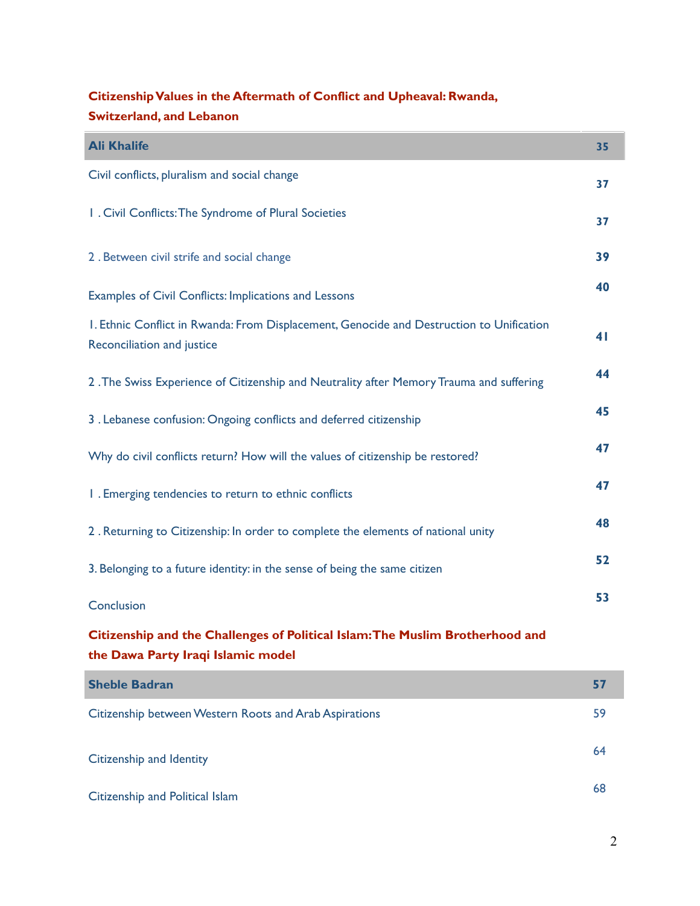**Citizenship Values in the Aftermath of Conflict and Upheaval: Rwanda, Switzerland, and Lebanon**

| **Ali Khalife** | **35** |
|---|---|
| Civil conflicts, pluralism and social change | 37 |
| 1 . Civil Conflicts: The Syndrome of Plural Societies | 37 |
| 2 . Between civil strife and social change | 39 |
| Examples of Civil Conflicts: Implications and Lessons | 40 |
| 1. Ethnic Conflict in Rwanda: From Displacement, Genocide and Destruction to Unification Reconciliation and justice | 41 |
| 2 .The Swiss Experience of Citizenship and Neutrality after Memory Trauma and suffering | 44 |
| 3 . Lebanese confusion: Ongoing conflicts and deferred citizenship | 45 |
| Why do civil conflicts return? How will the values of citizenship be restored? | 47 |
| 1 . Emerging tendencies to return to ethnic conflicts | 47 |
| 2 . Returning to Citizenship: In order to complete the elements of national unity | 48 |
| 3. Belonging to a future identity: in the sense of being the same citizen | 52 |
| Conclusion | 53 |

**Citizenship and the Challenges of Political Islam: The Muslim Brotherhood and the Dawa Party Iraqi Islamic model**

| **Sheble Badran** | **57** |
|---|---|
| Citizenship between Western Roots and Arab Aspirations | 59 |
| Citizenship and Identity | 64 |
| Citizenship and Political Islam | 68 |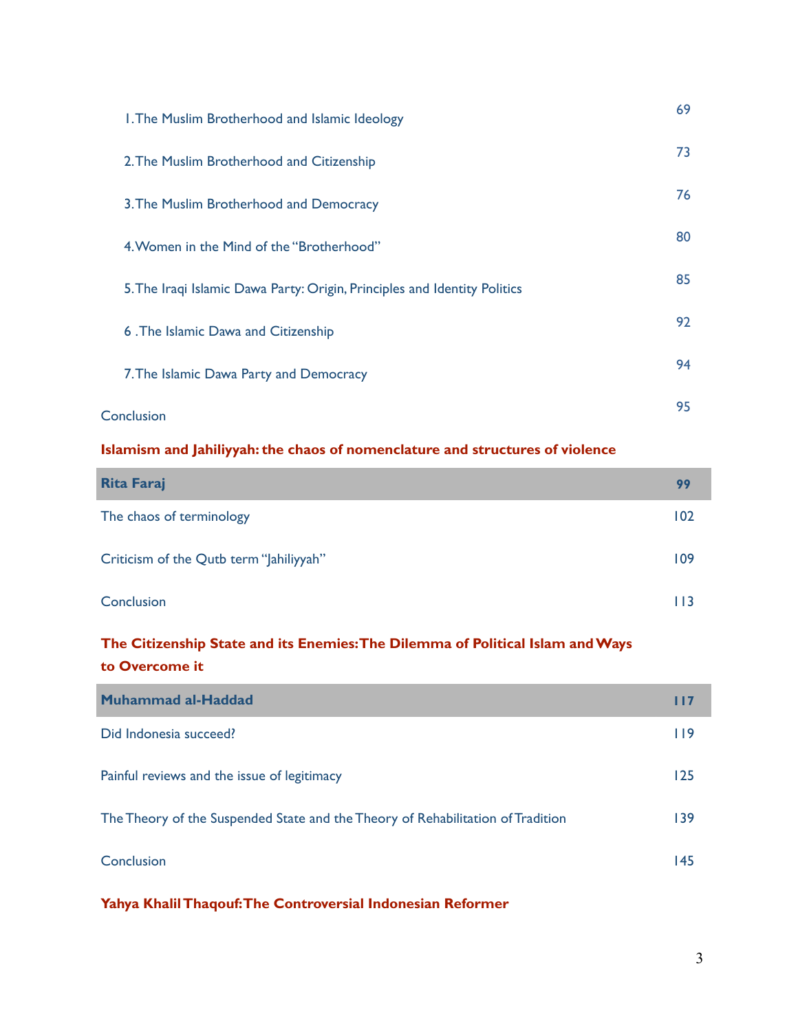| | |
|---|---|
| 1.The Muslim Brotherhood and Islamic Ideology | 69 |
| 2.The Muslim Brotherhood and Citizenship | 73 |
| 3.The Muslim Brotherhood and Democracy | 76 |
| 4.Women in the Mind of the "Brotherhood" | 80 |
| 5.The Iraqi Islamic Dawa Party: Origin, Principles and Identity Politics | 85 |
| 6 .The Islamic Dawa and Citizenship | 92 |
| 7.The Islamic Dawa Party and Democracy | 94 |
| Conclusion | 95 |

**Islamism and Jahiliyyah: the chaos of nomenclature and structures of violence**

| | |
|---|---|
| **Rita Faraj** | **99** |
| The chaos of terminology | 102 |
| Criticism of the Qutb term "Jahiliyyah" | 109 |
| Conclusion | 113 |

**The Citizenship State and its Enemies: The Dilemma of Political Islam and Ways to Overcome it**

| | |
|---|---|
| **Muhammad al-Haddad** | **117** |
| Did Indonesia succeed? | 119 |
| Painful reviews and the issue of legitimacy | 125 |
| The Theory of the Suspended State and the Theory of Rehabilitation of Tradition | 139 |
| Conclusion | 145 |

**Yahya Khalil Thaqouf: The Controversial Indonesian Reformer**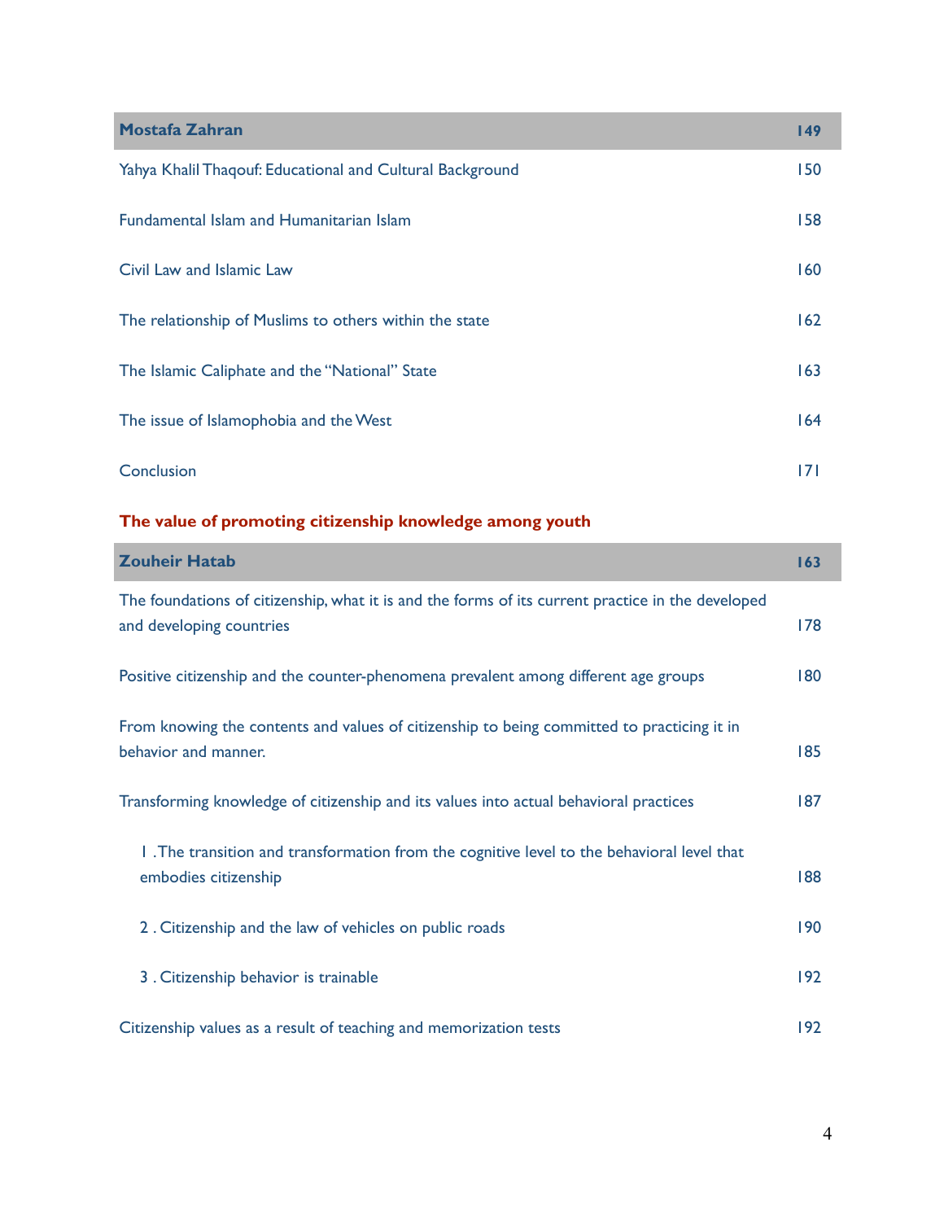| **Mostafa Zahran** | **149** |
|---|---|
| Yahya Khalil Thaqouf: Educational and Cultural Background | 150 |
| Fundamental Islam and Humanitarian Islam | 158 |
| Civil Law and Islamic Law | 160 |
| The relationship of Muslims to others within the state | 162 |
| The Islamic Caliphate and the "National" State | 163 |
| The issue of Islamophobia and the West | 164 |
| Conclusion | 171 |

**The value of promoting citizenship knowledge among youth**

| **Zouheir Hatab** | **163** |
|---|---|
| The foundations of citizenship, what it is and the forms of its current practice in the developed and developing countries | 178 |
| Positive citizenship and the counter-phenomena prevalent among different age groups | 180 |
| From knowing the contents and values of citizenship to being committed to practicing it in behavior and manner. | 185 |
| Transforming knowledge of citizenship and its values into actual behavioral practices | 187 |
| 1 . The transition and transformation from the cognitive level to the behavioral level that embodies citizenship | 188 |
| 2 . Citizenship and the law of vehicles on public roads | 190 |
| 3 . Citizenship behavior is trainable | 192 |
| Citizenship values as a result of teaching and memorization tests | 192 |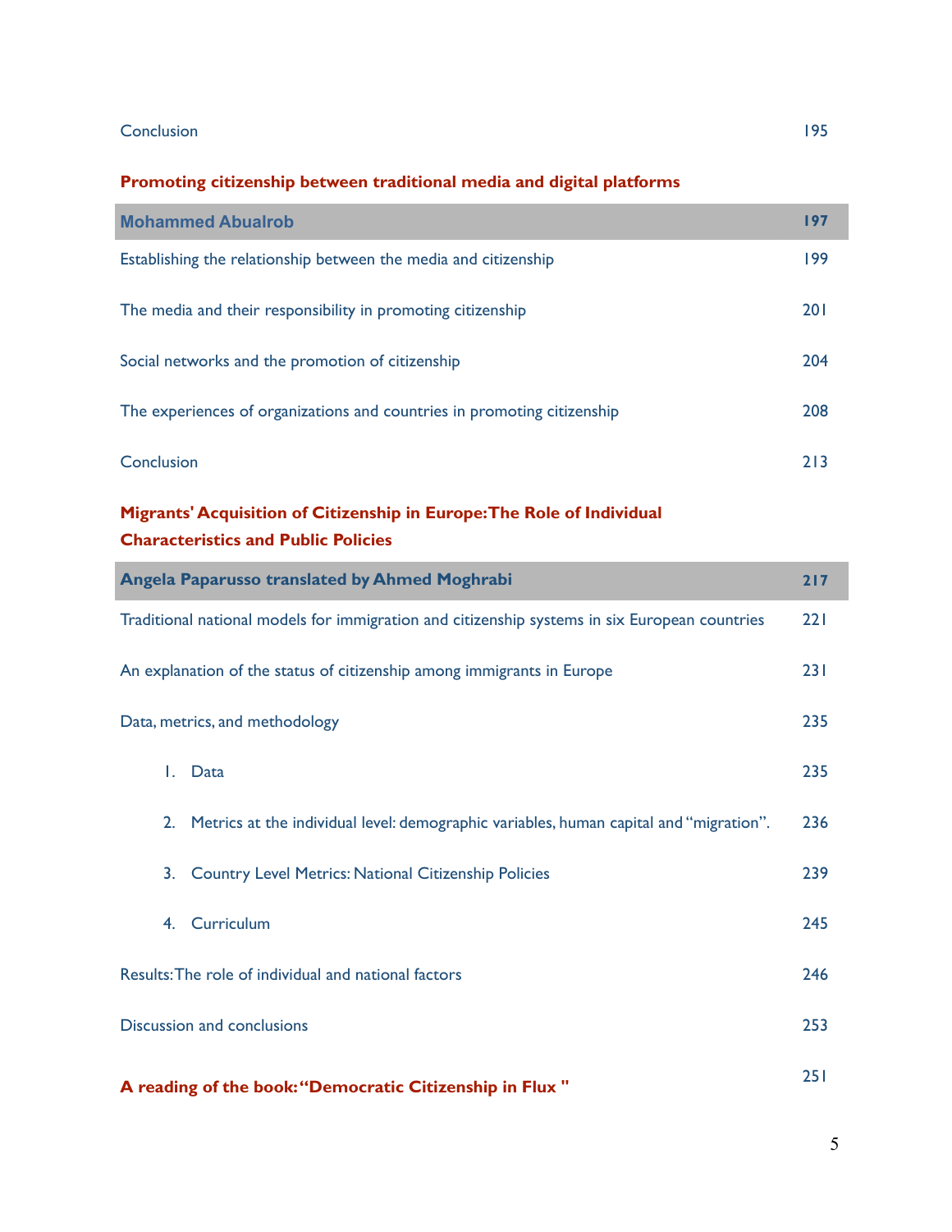| | |
|---|---|
| Conclusion | 195 |

**Promoting citizenship between traditional media and digital platforms**

| | |
|---|---|
| **Mohammed Abualrob** | **197** |
| Establishing the relationship between the media and citizenship | 199 |
| The media and their responsibility in promoting citizenship | 201 |
| Social networks and the promotion of citizenship | 204 |
| The experiences of organizations and countries in promoting citizenship | 208 |
| Conclusion | 213 |

**Migrants' Acquisition of Citizenship in Europe: The Role of Individual Characteristics and Public Policies**

| | |
|---|---|
| **Angela Paparusso translated by Ahmed Moghrabi** | **217** |
| Traditional national models for immigration and citizenship systems in six European countries | 221 |
| An explanation of the status of citizenship among immigrants in Europe | 231 |
| Data, metrics, and methodology | 235 |
| 1. Data | 235 |
| 2. Metrics at the individual level: demographic variables, human capital and "migration". | 236 |
| 3. Country Level Metrics: National Citizenship Policies | 239 |
| 4. Curriculum | 245 |
| Results: The role of individual and national factors | 246 |
| Discussion and conclusions | 253 |
| **A reading of the book: "Democratic Citizenship in Flux "** | 251 |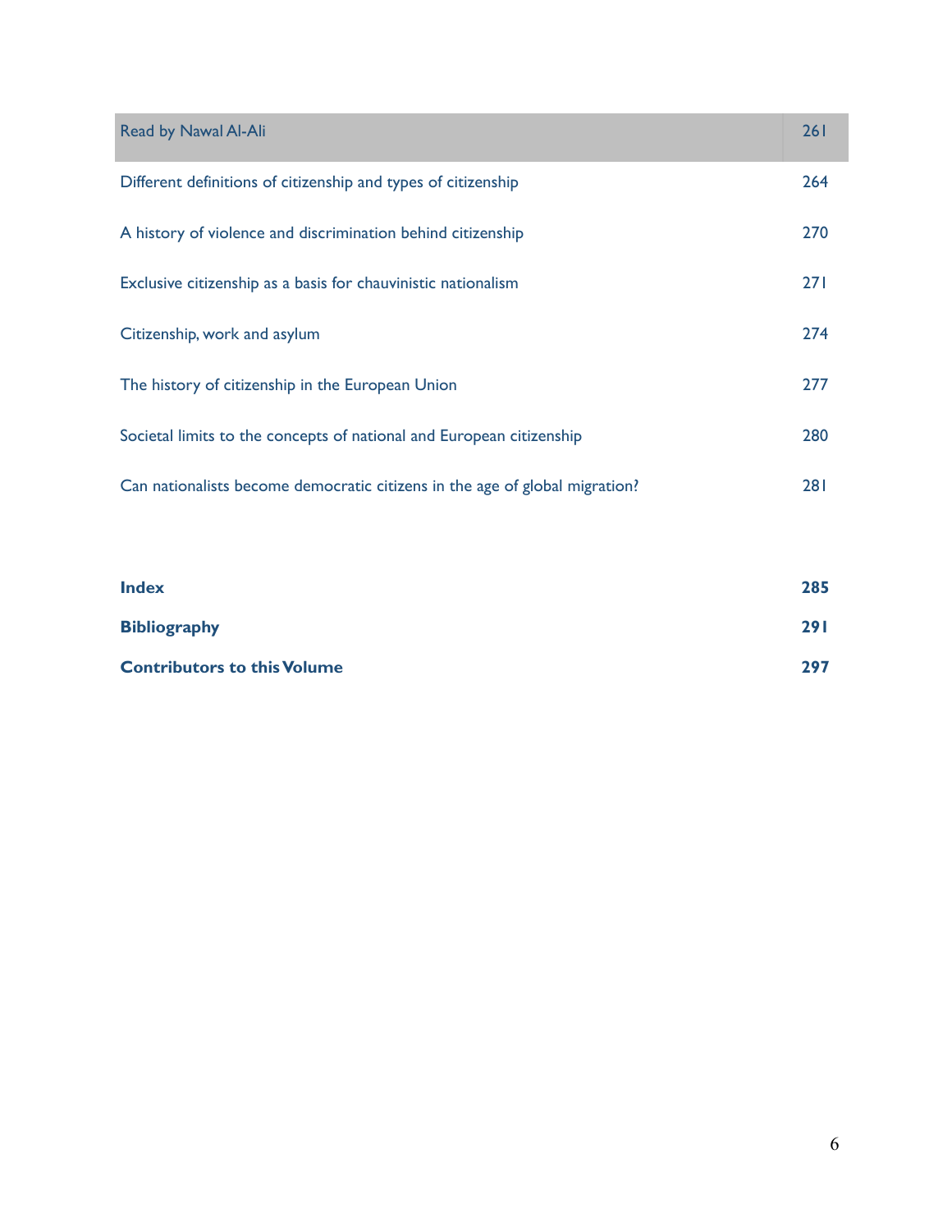| | |
|---|---|
| Read by Nawal Al-Ali | 261 |
| Different definitions of citizenship and types of citizenship | 264 |
| A history of violence and discrimination behind citizenship | 270 |
| Exclusive citizenship as a basis for chauvinistic nationalism | 271 |
| Citizenship, work and asylum | 274 |
| The history of citizenship in the European Union | 277 |
| Societal limits to the concepts of national and European citizenship | 280 |
| Can nationalists become democratic citizens in the age of global migration? | 281 |

| | |
|---|---|
| **Index** | **285** |
| **Bibliography** | **291** |
| **Contributors to this Volume** | **297** |